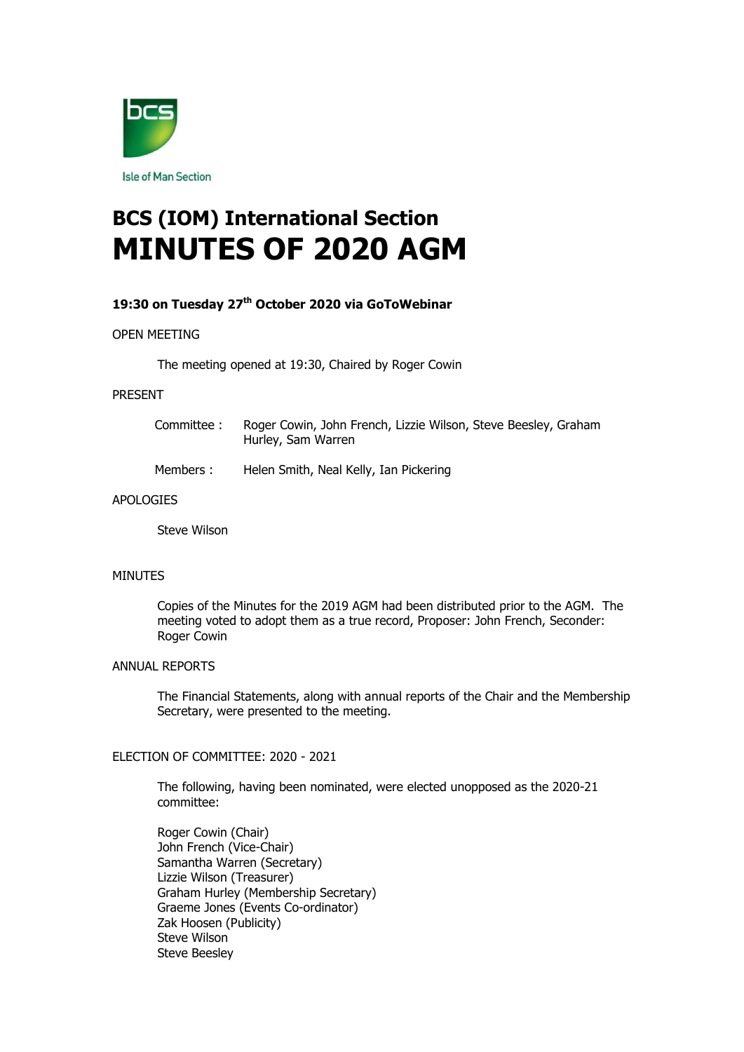Isle of Man Section

# BCS (IOM) International Section
# MINUTES OF 2020 AGM

**19:30 on Tuesday 27th October 2020 via GoToWebinar**

OPEN MEETING

The meeting opened at 19:30, Chaired by Roger Cowin

PRESENT

Committee : Roger Cowin, John French, Lizzie Wilson, Steve Beesley, Graham Hurley, Sam Warren

Members : Helen Smith, Neal Kelly, Ian Pickering

APOLOGIES

Steve Wilson

MINUTES

Copies of the Minutes for the 2019 AGM had been distributed prior to the AGM. The meeting voted to adopt them as a true record, Proposer: John French, Seconder: Roger Cowin

ANNUAL REPORTS

The Financial Statements, along with annual reports of the Chair and the Membership Secretary, were presented to the meeting.

ELECTION OF COMMITTEE: 2020 - 2021

The following, having been nominated, were elected unopposed as the 2020-21 committee:

Roger Cowin (Chair)
John French (Vice-Chair)
Samantha Warren (Secretary)
Lizzie Wilson (Treasurer)
Graham Hurley (Membership Secretary)
Graeme Jones (Events Co-ordinator)
Zak Hoosen (Publicity)
Steve Wilson
Steve Beesley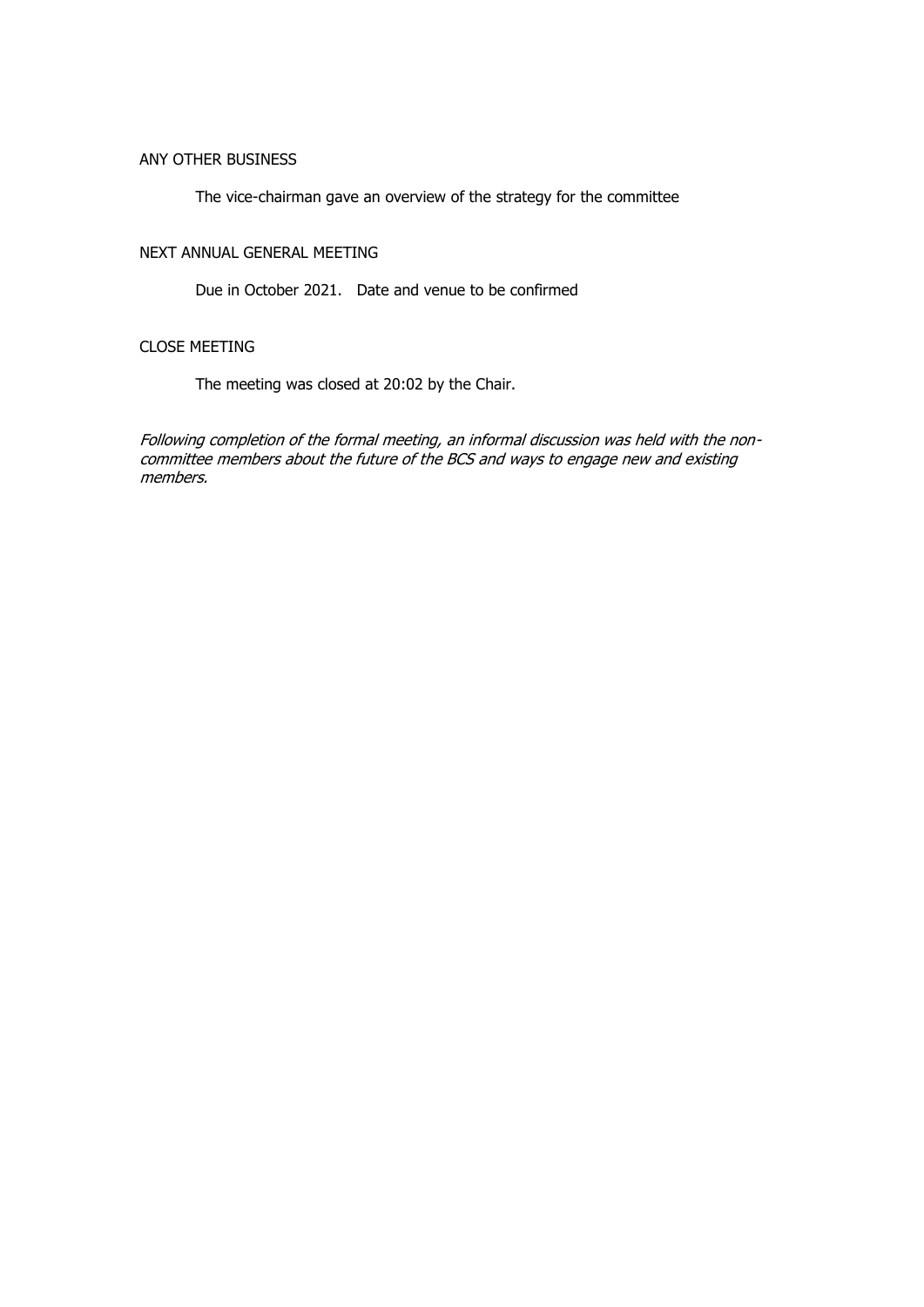## ANY OTHER BUSINESS

The vice-chairman gave an overview of the strategy for the committee

## NEXT ANNUAL GENERAL MEETING

Due in October 2021. Date and venue to be confirmed

## CLOSE MEETING

The meeting was closed at 20:02 by the Chair.

*Following completion of the formal meeting, an informal discussion was held with the non-committee members about the future of the BCS and ways to engage new and existing members.*